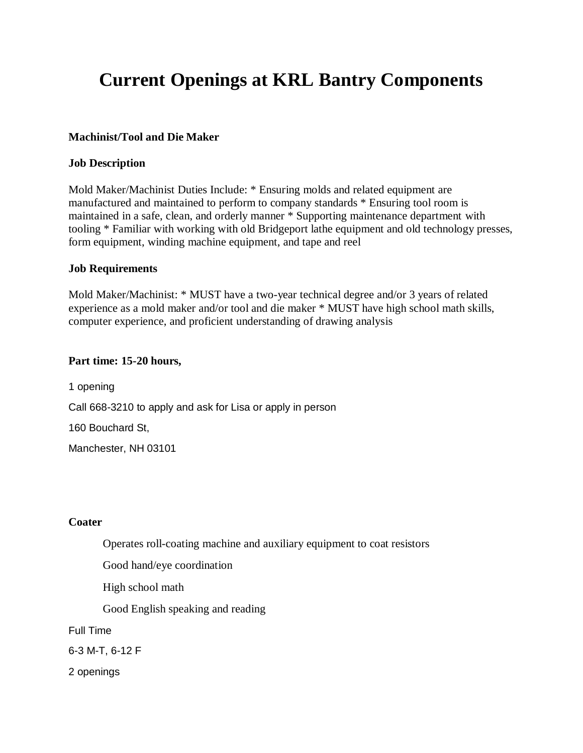# Current Openings at KRL Bantry Components

**Machinist/Tool and Die Maker**

**Job Description**

Mold Maker/Machinist Duties Include: * Ensuring molds and related equipment are manufactured and maintained to perform to company standards * Ensuring tool room is maintained in a safe, clean, and orderly manner * Supporting maintenance department with tooling * Familiar with working with old Bridgeport lathe equipment and old technology presses, form equipment, winding machine equipment, and tape and reel

**Job Requirements**

Mold Maker/Machinist: * MUST have a two-year technical degree and/or 3 years of related experience as a mold maker and/or tool and die maker * MUST have high school math skills, computer experience, and proficient understanding of drawing analysis

**Part time: 15-20 hours,**

1 opening

Call 668-3210 to apply and ask for Lisa or apply in person

160 Bouchard St,

Manchester, NH 03101

**Coater**

Operates roll-coating machine and auxiliary equipment to coat resistors

Good hand/eye coordination

High school math

Good English speaking and reading

Full Time

6-3 M-T, 6-12 F

2 openings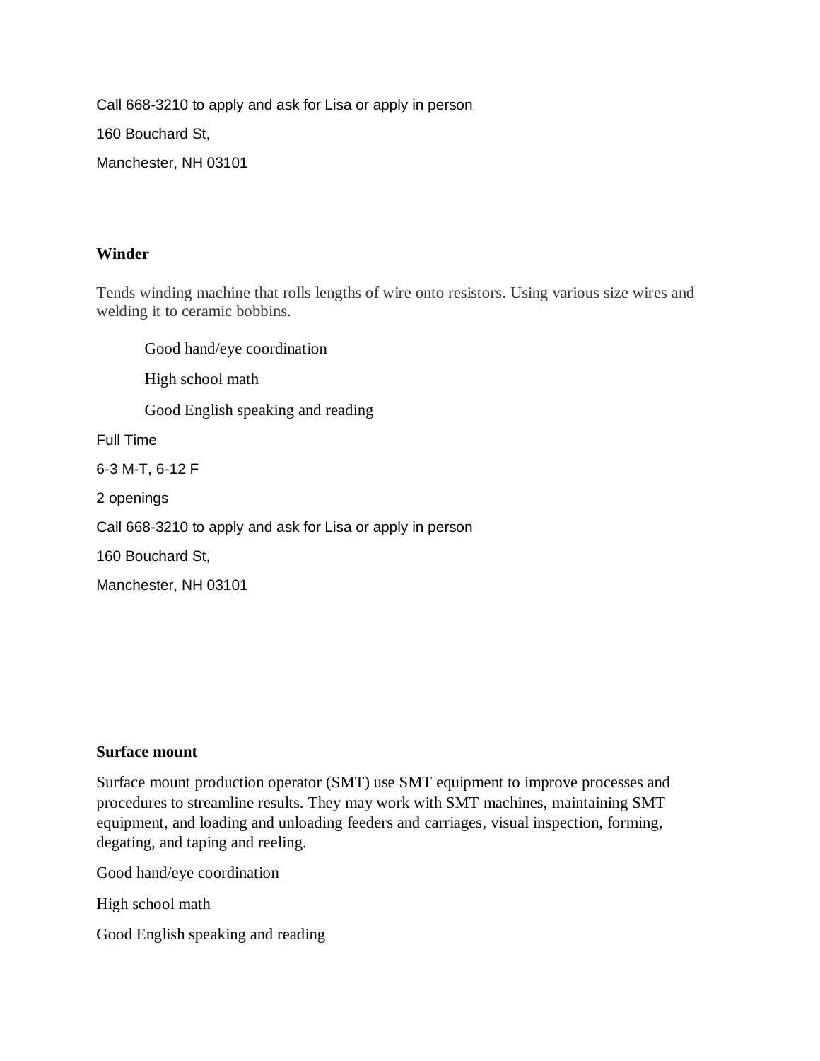Call 668-3210 to apply and ask for Lisa or apply in person

160 Bouchard St,

Manchester, NH 03101

**Winder**

Tends winding machine that rolls lengths of wire onto resistors. Using various size wires and welding it to ceramic bobbins.

Good hand/eye coordination

High school math

Good English speaking and reading

Full Time

6-3 M-T, 6-12 F

2 openings

Call 668-3210 to apply and ask for Lisa or apply in person

160 Bouchard St,

Manchester, NH 03101

**Surface mount**

Surface mount production operator (SMT) use SMT equipment to improve processes and procedures to streamline results. They may work with SMT machines, maintaining SMT equipment, and loading and unloading feeders and carriages, visual inspection, forming, degating, and taping and reeling.

Good hand/eye coordination

High school math

Good English speaking and reading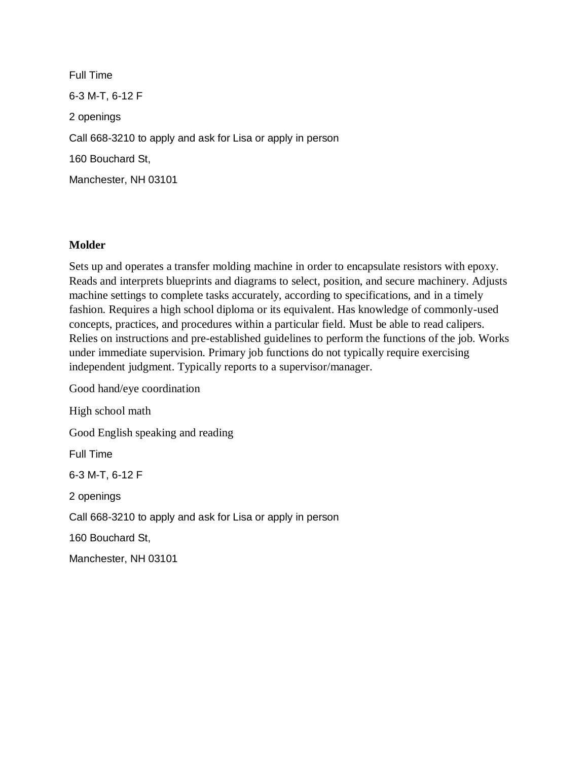Full Time

6-3 M-T, 6-12 F

2 openings

Call 668-3210 to apply and ask for Lisa or apply in person

160 Bouchard St,

Manchester, NH 03101

**Molder**

Sets up and operates a transfer molding machine in order to encapsulate resistors with epoxy. Reads and interprets blueprints and diagrams to select, position, and secure machinery. Adjusts machine settings to complete tasks accurately, according to specifications, and in a timely fashion. Requires a high school diploma or its equivalent. Has knowledge of commonly-used concepts, practices, and procedures within a particular field. Must be able to read calipers. Relies on instructions and pre-established guidelines to perform the functions of the job. Works under immediate supervision. Primary job functions do not typically require exercising independent judgment. Typically reports to a supervisor/manager.

Good hand/eye coordination

High school math

Good English speaking and reading

Full Time

6-3 M-T, 6-12 F

2 openings

Call 668-3210 to apply and ask for Lisa or apply in person

160 Bouchard St,

Manchester, NH 03101